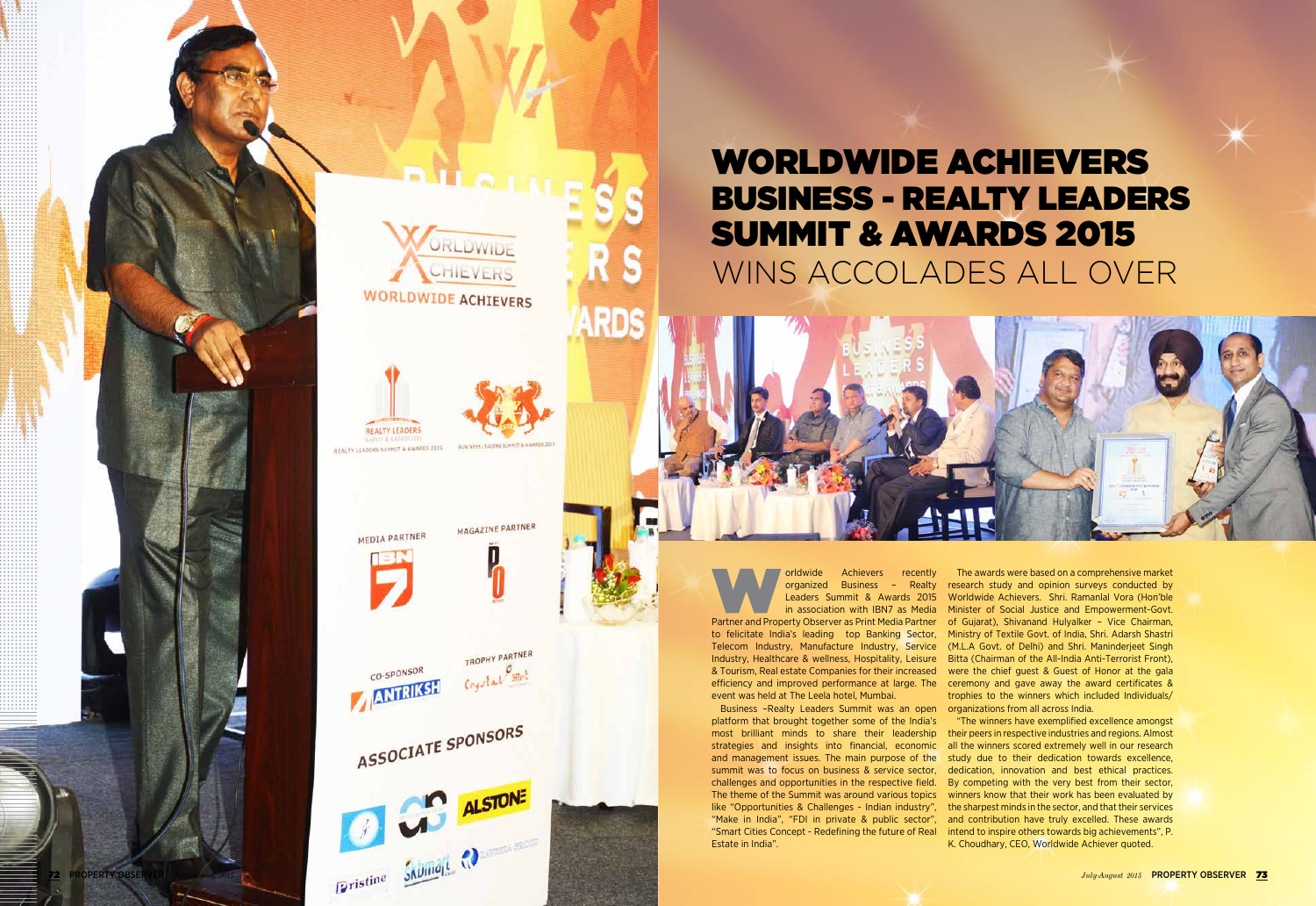# WORLDWIDE ACHIEVERS BUSINESS - REALTY LEADERS SUMMIT & AWARDS 2015 WINS ACCOLADES ALL OVER

Worldwide Achievers recently organized Business – Realty Leaders Summit & Awards 2015 in association with IBN7 as Media Partner and Property Observer as Print Media Partner to felicitate India's leading top Banking Sector, Telecom Industry, Manufacture Industry, Service Industry, Healthcare & wellness, Hospitality, Leisure & Tourism, Real estate Companies for their increased efficiency and improved performance at large. The event was held at The Leela hotel, Mumbai.

Business –Realty Leaders Summit was an open platform that brought together some of the India's most brilliant minds to share their leadership strategies and insights into financial, economic and management issues. The main purpose of the summit was to focus on business & service sector, challenges and opportunities in the respective field. The theme of the Summit was around various topics like "Opportunities & Challenges - Indian industry", "Make in India", "FDI in private & public sector", "Smart Cities Concept - Redefining the future of Real Estate in India".

The awards were based on a comprehensive market research study and opinion surveys conducted by Worldwide Achievers. Shri. Ramanlal Vora (Hon'ble Minister of Social Justice and Empowerment-Govt. of Gujarat), Shivanand Hulyalker – Vice Chairman, Ministry of Textile Govt. of India, Shri. Adarsh Shastri (M.L.A Govt. of Delhi) and Shri. Maninderjeet Singh Bitta (Chairman of the All-India Anti-Terrorist Front), were the chief guest & Guest of Honor at the gala ceremony and gave away the award certificates & trophies to the winners which included Individuals/ organizations from all across India.

"The winners have exemplified excellence amongst their peers in respective industries and regions. Almost all the winners scored extremely well in our research study due to their dedication towards excellence, dedication, innovation and best ethical practices. By competing with the very best from their sector, winners know that their work has been evaluated by the sharpest minds in the sector, and that their services and contribution have truly excelled. These awards intend to inspire others towards big achievements", P. K. Choudhary, CEO, Worldwide Achiever quoted.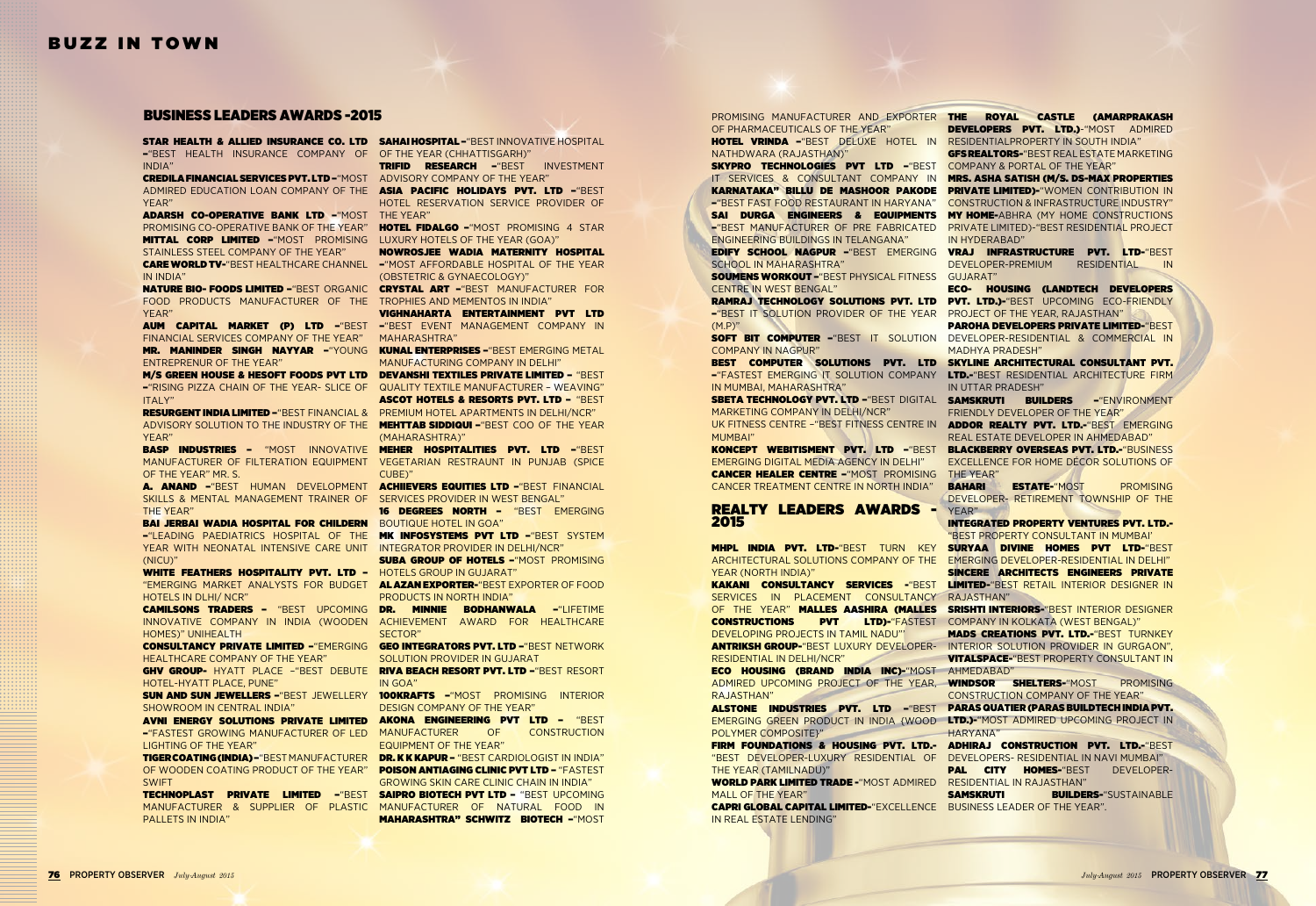## BUZZ IN TOWN

### BUSINESS LEADERS AWARDS -2015

**STAR HEALTH & ALLIED INSURANCE CO. LTD** –"BEST HEALTH INSURANCE COMPANY OF INDIA"

**CREDILA FINANCIAL SERVICES PVT. LTD** –"MOST ADMIRED EDUCATION LOAN COMPANY OF THE YEAR"

**ADARSH CO-OPERATIVE BANK LTD** –"MOST PROMISING CO-OPERATIVE BANK OF THE YEAR"

**MITTAL CORP LIMITED** –"MOST PROMISING STAINLESS STEEL COMPANY OF THE YEAR"

**CARE WORLD TV**-"BEST HEALTHCARE CHANNEL IN INDIA"

**NATURE BIO- FOODS LIMITED** –"BEST ORGANIC FOOD PRODUCTS MANUFACTURER OF THE YEAR"

**AUM CAPITAL MARKET (P) LTD** –"BEST FINANCIAL SERVICES COMPANY OF THE YEAR"

**MR. MANINDER SINGH NAYYAR** –"YOUNG ENTREPRENUR OF THE YEAR"

**M/S GREEN HOUSE & HESOFT FOODS PVT LTD** –"RISING PIZZA CHAIN OF THE YEAR- SLICE OF ITALY"

**RESURGENT INDIA LIMITED** –"BEST FINANCIAL & ADVISORY SOLUTION TO THE INDUSTRY OF THE YEAR"

**BASP INDUSTRIES** – "MOST INNOVATIVE MANUFACTURER OF FILTERATION EQUIPMENT OF THE YEAR" MR. S.

**A. ANAND** –"BEST HUMAN DEVELOPMENT SKILLS & MENTAL MANAGEMENT TRAINER OF THE YEAR"

**BAI JERBAI WADIA HOSPITAL FOR CHILDERN** –"LEADING PAEDIATRICS HOSPITAL OF THE YEAR WITH NEONATAL INTENSIVE CARE UNIT (NICU)"

**WHITE FEATHERS HOSPITALITY PVT. LTD** – "EMERGING MARKET ANALYSTS FOR BUDGET HOTELS IN DLH/ NCR"

**CAMILSONS TRADERS** – "BEST UPCOMING INNOVATIVE COMPANY IN INDIA (WOODEN HOMES)" UNIHEALTH

**CONSULTANCY PRIVATE LIMITED** –"EMERGING HEALTHCARE COMPANY OF THE YEAR"

**GHV GROUP-** HYATT PLACE –"BEST DEBUTE HOTEL-HYATT PLACE, PUNE"

**SUN AND SUN JEWELLERS** –"BEST JEWELLERY SHOWROOM IN CENTRAL INDIA"

**AVNI ENERGY SOLUTIONS PRIVATE LIMITED** –"FASTEST GROWING MANUFACTURER OF LED LIGHTING OF THE YEAR"

**TIGER COATING (INDIA)** –"BEST MANUFACTURER OF WOODEN COATING PRODUCT OF THE YEAR" SWIFT

**TECHNOPLAST PRIVATE LIMITED** –"BEST MANUFACTURER & SUPPLIER OF PLASTIC PALLETS IN INDIA"

**SAHAI HOSPITAL** –"BEST INNOVATIVE HOSPITAL OF THE YEAR (CHHATTISGARH)"

**TRIFID RESEARCH** –"BEST INVESTMENT ADVISORY COMPANY OF THE YEAR"

**ASIA PACIFIC HOLIDAYS PVT. LTD** –"BEST HOTEL RESERVATION SERVICE PROVIDER OF THE YEAR"

**HOTEL FIDALGO** –"MOST PROMISING 4 STAR LUXURY HOTELS OF THE YEAR (GOA)"

**NOWROSJEE WADIA MATERNITY HOSPITAL** –"MOST AFFORDABLE HOSPITAL OF THE YEAR (OBSTETRIC & GYNAECOLOGY)"

**CRYSTAL ART** –"BEST MANUFACTURER FOR TROPHIES AND MEMENTOS IN INDIA"

**VIGHNAHARTA ENTERTAINMENT PVT LTD** –"BEST EVENT MANAGEMENT COMPANY IN MAHARASHTRA"

**KUNAL ENTERPRISES** –"BEST EMERGING METAL MANUFACTURING COMPANY IN DELHI"

**DEVANSHI TEXTILES PRIVATE LIMITED** – "BEST QUALITY TEXTILE MANUFACTURER – WEAVING"

**ASCOT HOTELS & RESORTS PVT. LTD** – "BEST PREMIUM HOTEL APARTMENTS IN DELHI/NCR"

**MEHTTAB SIDDIQUI** –"BEST COO OF THE YEAR (MAHARASHTRA)"

**MEHER HOSPITALITIES PVT. LTD** –"BEST VEGETARIAN RESTRAUNT IN PUNJAB (SPICE CUBE)"

**ACHIEVERS EQUITIES LTD** –"BEST FINANCIAL SERVICES PROVIDER IN WEST BENGAL"

**16 DEGREES NORTH** – "BEST EMERGING BOUTIQUE HOTEL IN GOA"

**MK INFOSYSTEMS PVT LTD** –"BEST SYSTEM INTEGRATOR PROVIDER IN DELHI/NCR"

**SUBA GROUP OF HOTELS** –"MOST PROMISING HOTELS GROUP IN GUJARAT"

**AL AZAN EXPORTER**-"BEST EXPORTER OF FOOD PRODUCTS IN NORTH INDIA"

**DR. MINNIE BODHANWALA** –"LIFETIME ACHIEVEMENT AWARD FOR HEALTHCARE SECTOR"

**GEO INTEGRATORS PVT. LTD** –"BEST NETWORK SOLUTION PROVIDER IN GUJARAT"

**RIVA BEACH RESORT PVT. LTD** –"BEST RESORT IN GOA"

**100KRAFTS** –"MOST PROMISING INTERIOR DESIGN COMPANY OF THE YEAR"

**AKONA ENGINEERING PVT LTD** – "BEST MANUFACTURER OF CONSTRUCTION EQUIPMENT OF THE YEAR"

**DR. K K KAPUR** – "BEST CARDIOLOGIST IN INDIA"

**POISON ANTIAGING CLINIC PVT LTD** – "FASTEST GROWING SKIN CARE CLINIC CHAIN IN INDIA"

**SAIPRO BIOTECH PVT LTD** – "BEST UPCOMING MANUFACTURER OF NATURAL FOOD IN MAHARASHTRA" **SCHWITZ BIOTECH** –"MOST PROMISING MANUFACTURER AND EXPORTER OF PHARMACEUTICALS OF THE YEAR"

**HOTEL VRINDA** –"BEST DELUXE HOTEL IN NATHDWARA (RAJASTHAN)"

**SKYPRO TECHNOLOGIES PVT LTD** –"BEST IT SERVICES & CONSULTANT COMPANY IN KARNATAKA" **BILLU DE MASHOOR PAKODE** –"BEST FAST FOOD RESTAURANT IN HARYANA"

**SAI DURGA ENGINEERS & EQUIPMENTS** –"BEST MANUFACTURER OF PRE FABRICATED ENGINEERING BUILDINGS IN TELANGANA"

**EDIFY SCHOOL NAGPUR** –"BEST EMERGING SCHOOL IN MAHARASHTRA"

**SOUMENS WORKOUT** –"BEST PHYSICAL FITNESS CENTRE IN WEST BENGAL"

**RAMRAJ TECHNOLOGY SOLUTIONS PVT. LTD** –"BEST IT SOLUTION PROVIDER OF THE YEAR (M.P)"

**SOFT BIT COMPUTER** –"BEST IT SOLUTION COMPANY IN NAGPUR"

**BEST COMPUTER SOLUTIONS PVT. LTD** –"FASTEST EMERGING IT SOLUTION COMPANY IN MUMBAI, MAHARASHTRA"

**SBETA TECHNOLOGY PVT. LTD** –"BEST DIGITAL MARKETING COMPANY IN DELHI/NCR"

UK FITNESS CENTRE –"BEST FITNESS CENTRE IN MUMBAI"

**KONCEPT WEBITISMENT PVT. LTD** –"BEST EMERGING DIGITAL MEDIA AGENCY IN DELHI"

**CANCER HEALER CENTRE** –"MOST PROMISING CANCER TREATMENT CENTRE IN NORTH INDIA"

### REALTY LEADERS AWARDS - 2015

**MHPL INDIA PVT. LTD**-"BEST TURN KEY ARCHITECTURAL SOLUTIONS COMPANY OF THE YEAR (NORTH INDIA)"

**KAKANI CONSULTANCY SERVICES** -"BEST SERVICES IN PLACEMENT CONSULTANCY OF THE YEAR" **MALLES AASHIRA (MALLES CONSTRUCTIONS PVT LTD)**-"FASTEST DEVELOPING PROJECTS IN TAMIL NADU"'

**ANTRIKSH GROUP**-"BEST LUXURY DEVELOPER-RESIDENTIAL IN DELHI/NCR"

**ECO HOUSING (BRAND INDIA INC)**-"MOST ADMIRED UPCOMING PROJECT OF THE YEAR, RAJASTHAN"

**ALSTONE INDUSTRIES PVT. LTD** –"BEST EMERGING GREEN PRODUCT IN INDIA (WOOD POLYMER COMPOSITE)"

**FIRM FOUNDATIONS & HOUSING PVT. LTD.**- "BEST DEVELOPER-LUXURY RESIDENTIAL OF THE YEAR (TAMILNADU)"

**WORLD PARK LIMITED TRADE** -"MOST ADMIRED MALL OF THE YEAR"

**CAPRI GLOBAL CAPITAL LIMITED**-"EXCELLENCE IN REAL ESTATE LENDING"

**THE ROYAL CASTLE (AMARPRAKASH DEVELOPERS PVT. LTD.)**-"MOST ADMIRED RESIDENTIALPROPERTY IN SOUTH INDIA"

**GFS REALTORS**-"BEST REAL ESTATE MARKETING COMPANY & PORTAL OF THE YEAR"

**MRS. ASHA SATISH (M/S. DS-MAX PROPERTIES PRIVATE LIMITED)**-"WOMEN CONTRIBUTION IN CONSTRUCTION & INFRASTRUCTURE INDUSTRY"

**MY HOME**-ABHRA (MY HOME CONSTRUCTIONS PRIVATE LIMITED)-"BEST RESIDENTIAL PROJECT IN HYDERABAD"

**VRAJ INFRASTRUCTURE PVT. LTD**-"BEST DEVELOPER-PREMIUM RESIDENTIAL IN GUJARAT"

**ECO- HOUSING (LANDTECH DEVELOPERS PVT. LTD.)**-"BEST UPCOMING ECO-FRIENDLY PROJECT OF THE YEAR, RAJASTHAN"

**PAROHA DEVELOPERS PRIVATE LIMITED**-"BEST DEVELOPER-RESIDENTIAL & COMMERCIAL IN MADHYA PRADESH"

**SKYLINE ARCHITECTURAL CONSULTANT PVT. LTD.**-"BEST RESIDENTIAL ARCHITECTURE FIRM IN UTTAR PRADESH"

**SAMSKRUTI BUILDERS** -"ENVIRONMENT FRIENDLY DEVELOPER OF THE YEAR"

**ADDOR REALTY PVT. LTD.**-"BEST EMERGING REAL ESTATE DEVELOPER IN AHMEDABAD"

**BLACKBERRY OVERSEAS PVT. LTD.**-"BUSINESS EXCELLENCE FOR HOME DÉCOR SOLUTIONS OF THE YEAR"

**BAHARI ESTATE**-"MOST PROMISING DEVELOPER- RETIREMENT TOWNSHIP OF THE YEAR"

**INTEGRATED PROPERTY VENTURES PVT. LTD.**- "BEST PROPERTY CONSULTANT IN MUMBAI'

**SURYAA DIVINE HOMES PVT LTD**-"BEST EMERGING DEVELOPER-RESIDENTIAL IN DELHI"

**SINCERE ARCHITECTS ENGINEERS PRIVATE LIMITED**-"BEST RETAIL INTERIOR DESIGNER IN RAJASTHAN"

**SRISHTI INTERIORS**-"BEST INTERIOR DESIGNER COMPANY IN KOLKATA (WEST BENGAL)"

**MADS CREATIONS PVT. LTD.**-"BEST TURNKEY INTERIOR SOLUTION PROVIDER IN GURGAON",

**VITALSPACE**-"BEST PROPERTY CONSULTANT IN AHMEDABAD"

**WINDSOR SHELTERS**-"MOST PROMISING CONSTRUCTION COMPANY OF THE YEAR"

**PARAS QUATIER (PARAS BUILDTECH INDIA PVT. LTD.)**-"MOST ADMIRED UPCOMING PROJECT IN HARYANA"

**ADHIRAJ CONSTRUCTION PVT. LTD.**-"BEST DEVELOPERS- RESIDENTIAL IN NAVI MUMBAI"

**PAL CITY HOMES**-"BEST DEVELOPER-RESIDENTIAL IN RAJASTHAN"

**SAMSKRUTI BUILDERS**-"SUSTAINABLE BUSINESS LEADER OF THE YEAR".